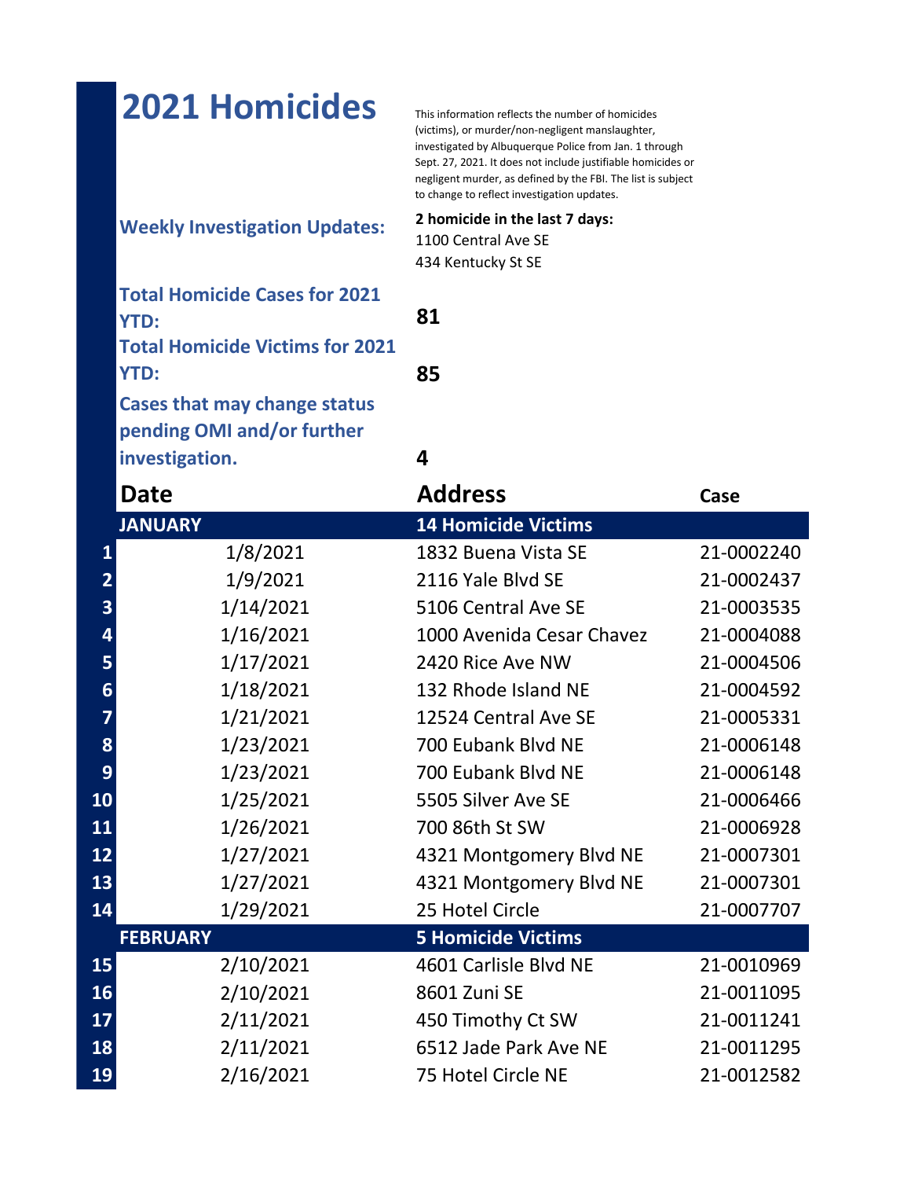# 2021 Homicides

This information reflects the number of homicides (victims), or murder/non-negligent manslaughter, investigated by Albuquerque Police from Jan. 1 through Sept. 27, 2021. It does not include justifiable homicides or negligent murder, as defined by the FBI. The list is subject to change to reflect investigation updates.

**Weekly Investigation Updates:**

**2 homicide in the last 7 days:**
1100 Central Ave SE
434 Kentucky St SE

**Total Homicide Cases for 2021 YTD:** **81**

**Total Homicide Victims for 2021 YTD:** **85**

**Cases that may change status pending OMI and/or further investigation.** **4**

| | Date | Address | Case |
|---|---|---|---|
| | **JANUARY** | **14 Homicide Victims** | |
| 1 | 1/8/2021 | 1832 Buena Vista SE | 21-0002240 |
| 2 | 1/9/2021 | 2116 Yale Blvd SE | 21-0002437 |
| 3 | 1/14/2021 | 5106 Central Ave SE | 21-0003535 |
| 4 | 1/16/2021 | 1000 Avenida Cesar Chavez | 21-0004088 |
| 5 | 1/17/2021 | 2420 Rice Ave NW | 21-0004506 |
| 6 | 1/18/2021 | 132 Rhode Island NE | 21-0004592 |
| 7 | 1/21/2021 | 12524 Central Ave SE | 21-0005331 |
| 8 | 1/23/2021 | 700 Eubank Blvd NE | 21-0006148 |
| 9 | 1/23/2021 | 700 Eubank Blvd NE | 21-0006148 |
| 10 | 1/25/2021 | 5505 Silver Ave SE | 21-0006466 |
| 11 | 1/26/2021 | 700 86th St SW | 21-0006928 |
| 12 | 1/27/2021 | 4321 Montgomery Blvd NE | 21-0007301 |
| 13 | 1/27/2021 | 4321 Montgomery Blvd NE | 21-0007301 |
| 14 | 1/29/2021 | 25 Hotel Circle | 21-0007707 |
| | **FEBRUARY** | **5 Homicide Victims** | |
| 15 | 2/10/2021 | 4601 Carlisle Blvd NE | 21-0010969 |
| 16 | 2/10/2021 | 8601 Zuni SE | 21-0011095 |
| 17 | 2/11/2021 | 450 Timothy Ct SW | 21-0011241 |
| 18 | 2/11/2021 | 6512 Jade Park Ave NE | 21-0011295 |
| 19 | 2/16/2021 | 75 Hotel Circle NE | 21-0012582 |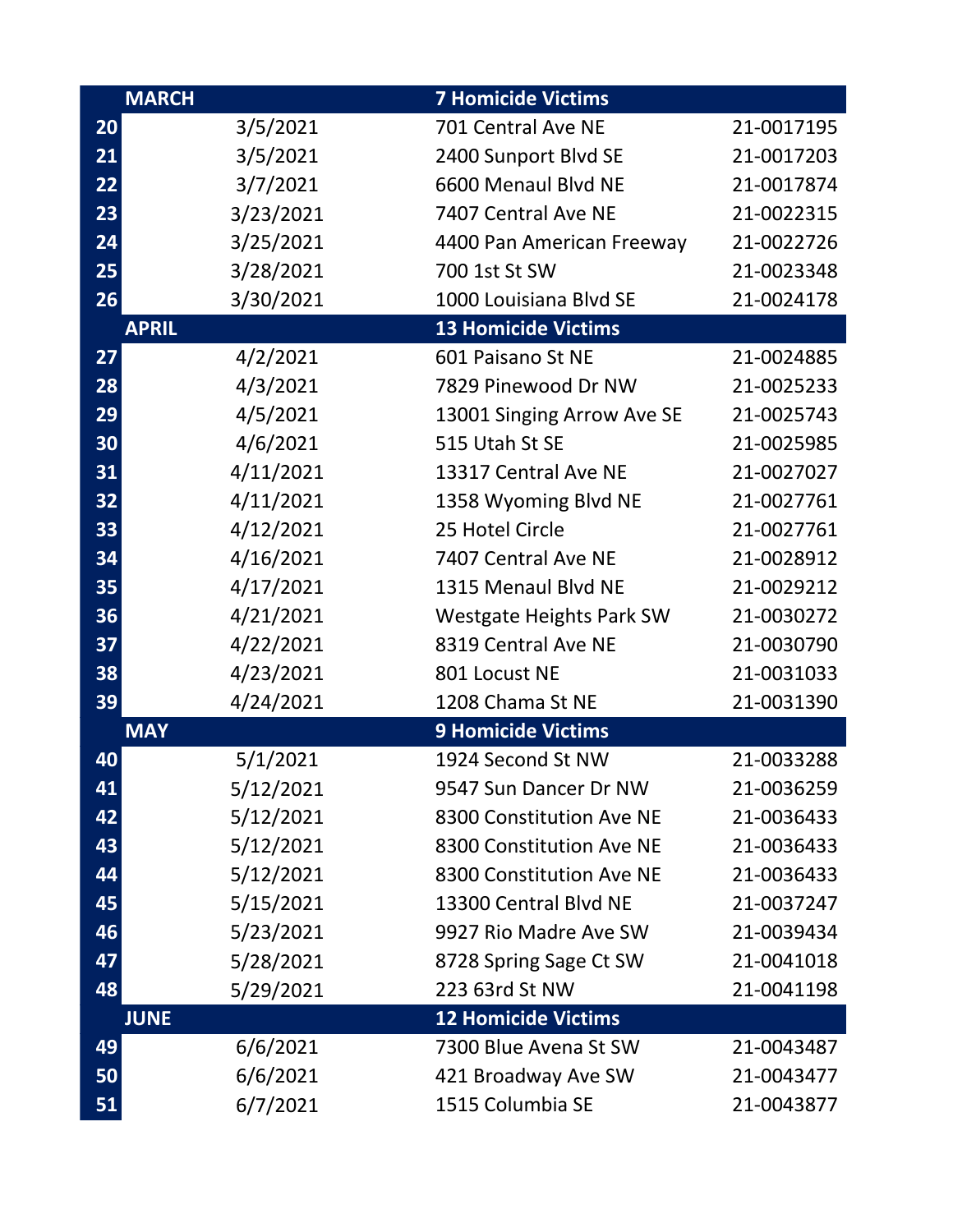| | MARCH | 7 Homicide Victims | |
|---|---|---|---|
| 20 | 3/5/2021 | 701 Central Ave NE | 21-0017195 |
| 21 | 3/5/2021 | 2400 Sunport Blvd SE | 21-0017203 |
| 22 | 3/7/2021 | 6600 Menaul Blvd NE | 21-0017874 |
| 23 | 3/23/2021 | 7407 Central Ave NE | 21-0022315 |
| 24 | 3/25/2021 | 4400 Pan American Freeway | 21-0022726 |
| 25 | 3/28/2021 | 700 1st St SW | 21-0023348 |
| 26 | 3/30/2021 | 1000 Louisiana Blvd SE | 21-0024178 |
| | **APRIL** | **13 Homicide Victims** | |
| 27 | 4/2/2021 | 601 Paisano St NE | 21-0024885 |
| 28 | 4/3/2021 | 7829 Pinewood Dr NW | 21-0025233 |
| 29 | 4/5/2021 | 13001 Singing Arrow Ave SE | 21-0025743 |
| 30 | 4/6/2021 | 515 Utah St SE | 21-0025985 |
| 31 | 4/11/2021 | 13317 Central Ave NE | 21-0027027 |
| 32 | 4/11/2021 | 1358 Wyoming Blvd NE | 21-0027761 |
| 33 | 4/12/2021 | 25 Hotel Circle | 21-0027761 |
| 34 | 4/16/2021 | 7407 Central Ave NE | 21-0028912 |
| 35 | 4/17/2021 | 1315 Menaul Blvd NE | 21-0029212 |
| 36 | 4/21/2021 | Westgate Heights Park SW | 21-0030272 |
| 37 | 4/22/2021 | 8319 Central Ave NE | 21-0030790 |
| 38 | 4/23/2021 | 801 Locust NE | 21-0031033 |
| 39 | 4/24/2021 | 1208 Chama St NE | 21-0031390 |
| | **MAY** | **9 Homicide Victims** | |
| 40 | 5/1/2021 | 1924 Second St NW | 21-0033288 |
| 41 | 5/12/2021 | 9547 Sun Dancer Dr NW | 21-0036259 |
| 42 | 5/12/2021 | 8300 Constitution Ave NE | 21-0036433 |
| 43 | 5/12/2021 | 8300 Constitution Ave NE | 21-0036433 |
| 44 | 5/12/2021 | 8300 Constitution Ave NE | 21-0036433 |
| 45 | 5/15/2021 | 13300 Central Blvd NE | 21-0037247 |
| 46 | 5/23/2021 | 9927 Rio Madre Ave SW | 21-0039434 |
| 47 | 5/28/2021 | 8728 Spring Sage Ct SW | 21-0041018 |
| 48 | 5/29/2021 | 223 63rd St NW | 21-0041198 |
| | **JUNE** | **12 Homicide Victims** | |
| 49 | 6/6/2021 | 7300 Blue Avena St SW | 21-0043487 |
| 50 | 6/6/2021 | 421 Broadway Ave SW | 21-0043477 |
| 51 | 6/7/2021 | 1515 Columbia SE | 21-0043877 |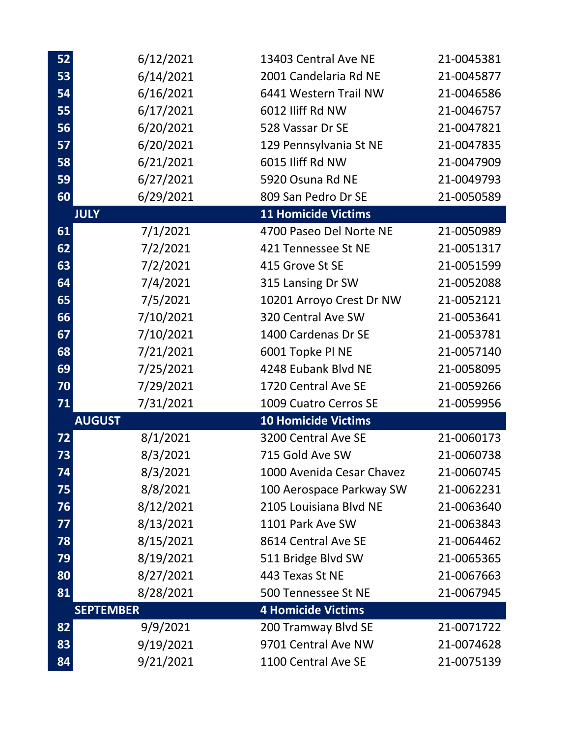| | | | |
|---|---|---|---|
| 52 | 6/12/2021 | 13403 Central Ave NE | 21-0045381 |
| 53 | 6/14/2021 | 2001 Candelaria Rd NE | 21-0045877 |
| 54 | 6/16/2021 | 6441 Western Trail NW | 21-0046586 |
| 55 | 6/17/2021 | 6012 Iliff Rd NW | 21-0046757 |
| 56 | 6/20/2021 | 528 Vassar Dr SE | 21-0047821 |
| 57 | 6/20/2021 | 129 Pennsylvania St NE | 21-0047835 |
| 58 | 6/21/2021 | 6015 Iliff Rd NW | 21-0047909 |
| 59 | 6/27/2021 | 5920 Osuna Rd NE | 21-0049793 |
| 60 | 6/29/2021 | 809 San Pedro Dr SE | 21-0050589 |
| **JULY** | | **11 Homicide Victims** | |
| 61 | 7/1/2021 | 4700 Paseo Del Norte NE | 21-0050989 |
| 62 | 7/2/2021 | 421 Tennessee St NE | 21-0051317 |
| 63 | 7/2/2021 | 415 Grove St SE | 21-0051599 |
| 64 | 7/4/2021 | 315 Lansing Dr SW | 21-0052088 |
| 65 | 7/5/2021 | 10201 Arroyo Crest Dr NW | 21-0052121 |
| 66 | 7/10/2021 | 320 Central Ave SW | 21-0053641 |
| 67 | 7/10/2021 | 1400 Cardenas Dr SE | 21-0053781 |
| 68 | 7/21/2021 | 6001 Topke Pl NE | 21-0057140 |
| 69 | 7/25/2021 | 4248 Eubank Blvd NE | 21-0058095 |
| 70 | 7/29/2021 | 1720 Central Ave SE | 21-0059266 |
| 71 | 7/31/2021 | 1009 Cuatro Cerros SE | 21-0059956 |
| **AUGUST** | | **10 Homicide Victims** | |
| 72 | 8/1/2021 | 3200 Central Ave SE | 21-0060173 |
| 73 | 8/3/2021 | 715 Gold Ave SW | 21-0060738 |
| 74 | 8/3/2021 | 1000 Avenida Cesar Chavez | 21-0060745 |
| 75 | 8/8/2021 | 100 Aerospace Parkway SW | 21-0062231 |
| 76 | 8/12/2021 | 2105 Louisiana Blvd NE | 21-0063640 |
| 77 | 8/13/2021 | 1101 Park Ave SW | 21-0063843 |
| 78 | 8/15/2021 | 8614 Central Ave SE | 21-0064462 |
| 79 | 8/19/2021 | 511 Bridge Blvd SW | 21-0065365 |
| 80 | 8/27/2021 | 443 Texas St NE | 21-0067663 |
| 81 | 8/28/2021 | 500 Tennessee St NE | 21-0067945 |
| **SEPTEMBER** | | **4 Homicide Victims** | |
| 82 | 9/9/2021 | 200 Tramway Blvd SE | 21-0071722 |
| 83 | 9/19/2021 | 9701 Central Ave NW | 21-0074628 |
| 84 | 9/21/2021 | 1100 Central Ave SE | 21-0075139 |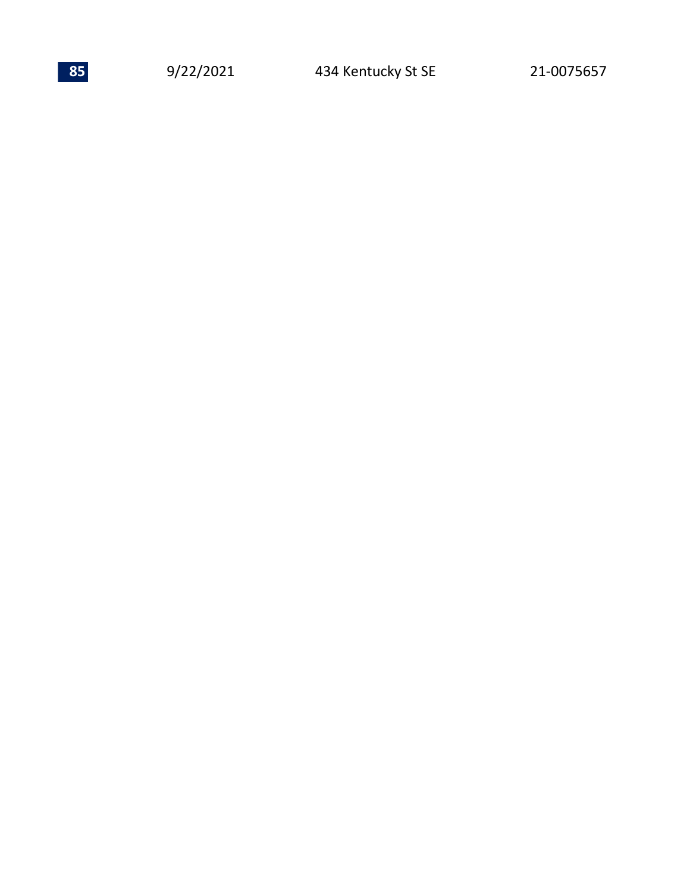| | | | |
|---|---|---|---|
| 85 | 9/22/2021 | 434 Kentucky St SE | 21-0075657 |